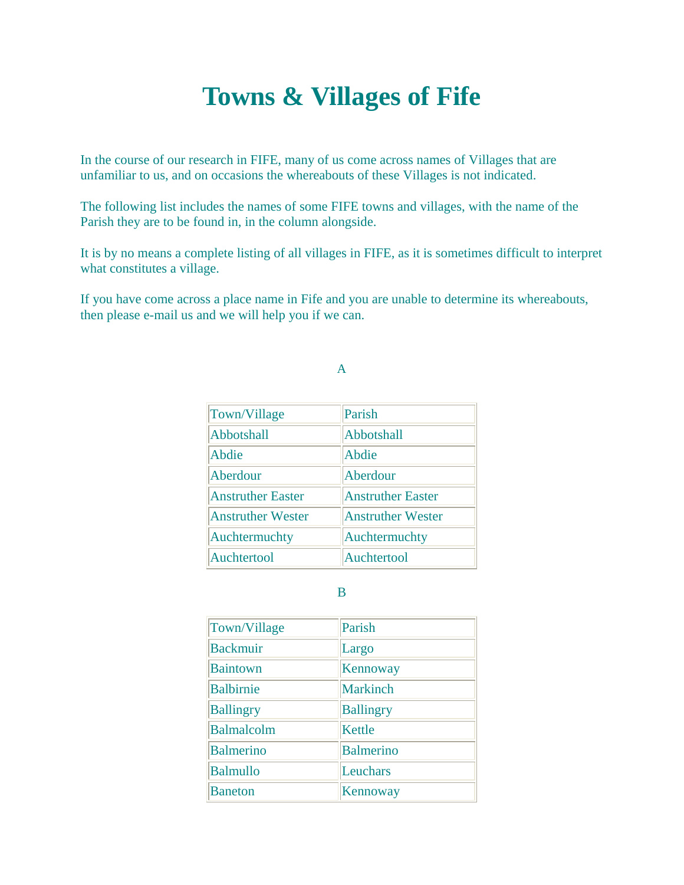# Towns & Villages of Fife

In the course of our research in FIFE, many of us come across names of Villages that are unfamiliar to us, and on occasions the whereabouts of these Villages is not indicated.

The following list includes the names of some FIFE towns and villages, with the name of the Parish they are to be found in, in the column alongside.

It is by no means a complete listing of all villages in FIFE, as it is sometimes difficult to interpret what constitutes a village.

If you have come across a place name in Fife and you are unable to determine its whereabouts, then please e-mail us and we will help you if we can.

A

| Town/Village | Parish |
|---|---|
| Abbotshall | Abbotshall |
| Abdie | Abdie |
| Aberdour | Aberdour |
| Anstruther Easter | Anstruther Easter |
| Anstruther Wester | Anstruther Wester |
| Auchtermuchty | Auchtermuchty |
| Auchtertool | Auchtertool |

B

| Town/Village | Parish |
|---|---|
| Backmuir | Largo |
| Baintown | Kennoway |
| Balbirnie | Markinch |
| Ballingry | Ballingry |
| Balmalcolm | Kettle |
| Balmerino | Balmerino |
| Balmullo | Leuchars |
| Baneton | Kennoway |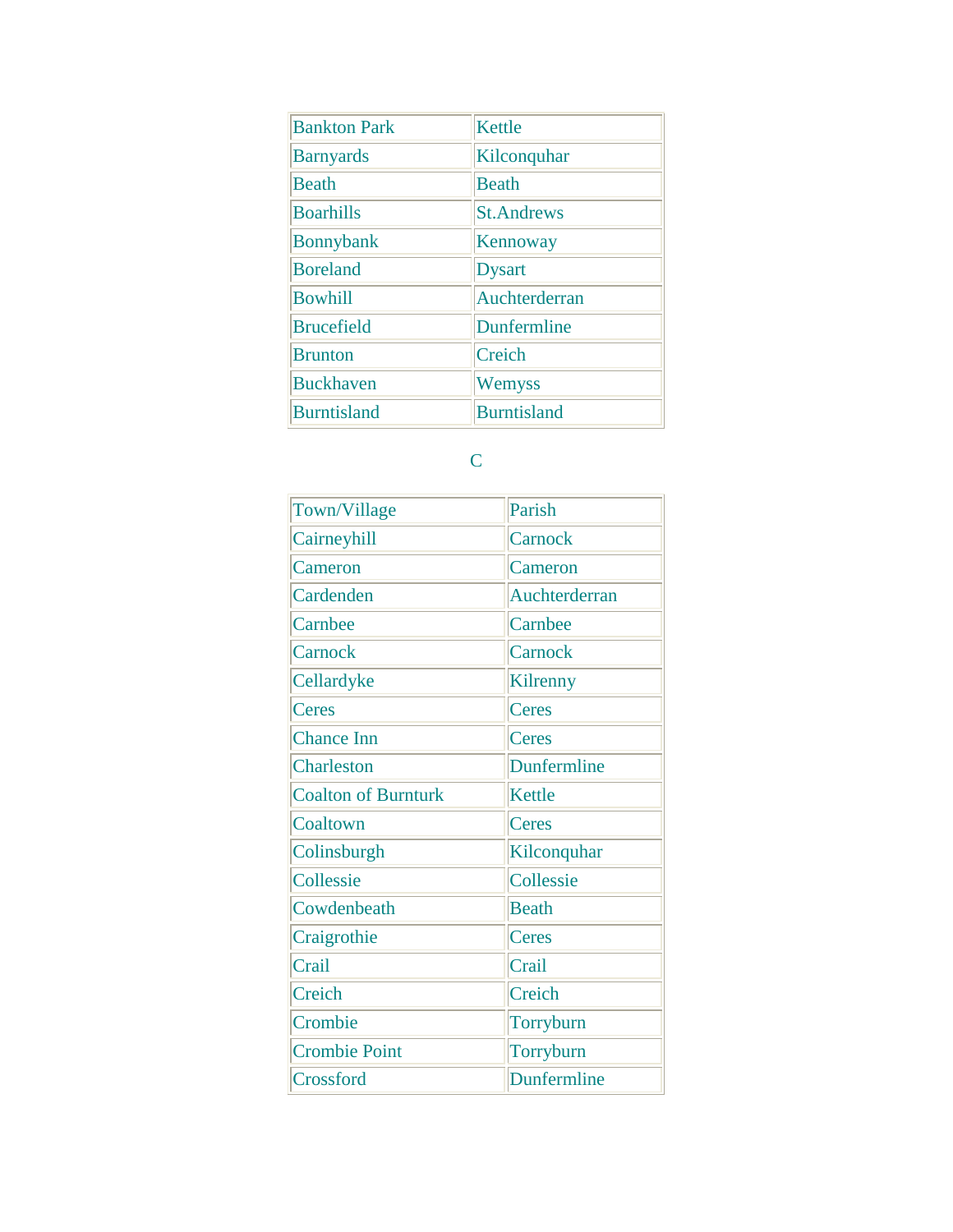| Bankton Park | Kettle |
|---|---|
| Barnyards | Kilconquhar |
| Beath | Beath |
| Boarhills | St.Andrews |
| Bonnybank | Kennoway |
| Boreland | Dysart |
| Bowhill | Auchterderran |
| Brucefield | Dunfermline |
| Brunton | Creich |
| Buckhaven | Wemyss |
| Burntisland | Burntisland |

C

| Town/Village | Parish |
|---|---|
| Cairneyhill | Carnock |
| Cameron | Cameron |
| Cardenden | Auchterderran |
| Carnbee | Carnbee |
| Carnock | Carnock |
| Cellardyke | Kilrenny |
| Ceres | Ceres |
| Chance Inn | Ceres |
| Charleston | Dunfermline |
| Coalton of Burnturk | Kettle |
| Coaltown | Ceres |
| Colinsburgh | Kilconquhar |
| Collessie | Collessie |
| Cowdenbeath | Beath |
| Craigrothie | Ceres |
| Crail | Crail |
| Creich | Creich |
| Crombie | Torryburn |
| Crombie Point | Torryburn |
| Crossford | Dunfermline |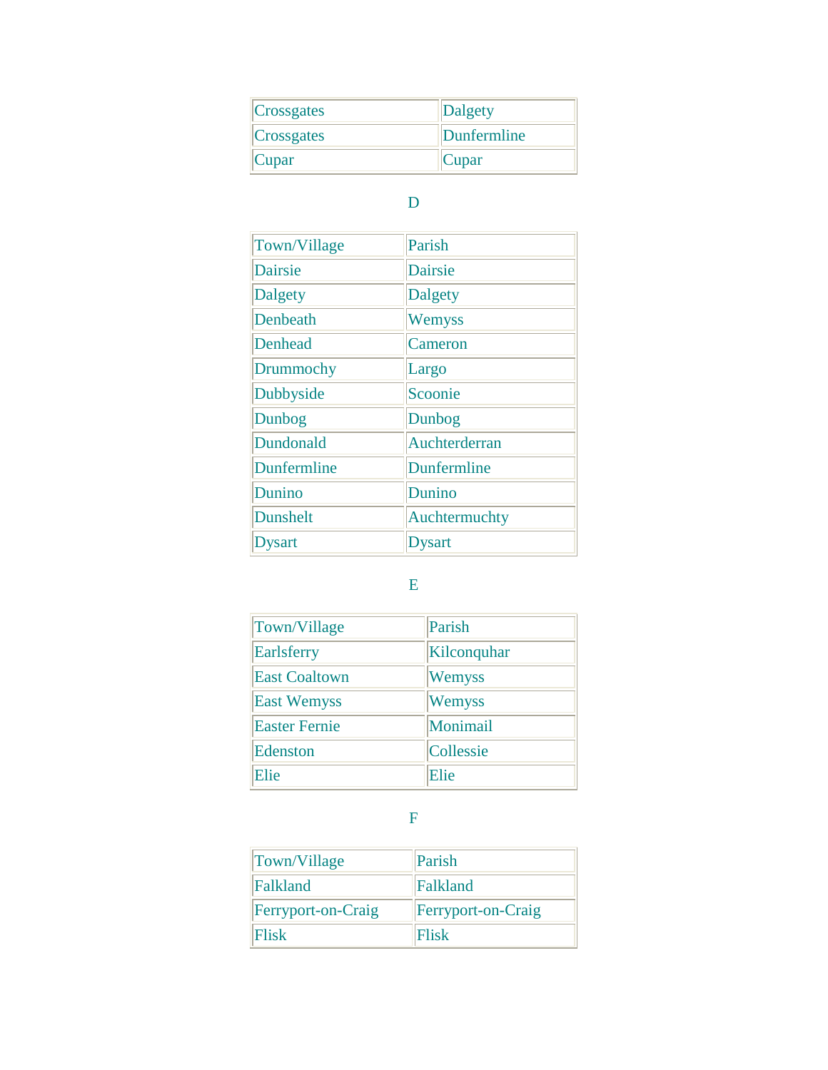| Crossgates | Dalgety |
|---|---|
| Crossgates | Dunfermline |
| Cupar | Cupar |

D

| Town/Village | Parish |
|---|---|
| Dairsie | Dairsie |
| Dalgety | Dalgety |
| Denbeath | Wemyss |
| Denhead | Cameron |
| Drummochy | Largo |
| Dubbyside | Scoonie |
| Dunbog | Dunbog |
| Dundonald | Auchterderran |
| Dunfermline | Dunfermline |
| Dunino | Dunino |
| Dunshelt | Auchtermuchty |
| Dysart | Dysart |

E

| Town/Village | Parish |
|---|---|
| Earlsferry | Kilconquhar |
| East Coaltown | Wemyss |
| East Wemyss | Wemyss |
| Easter Fernie | Monimail |
| Edenston | Collessie |
| Elie | Elie |

F

| Town/Village | Parish |
|---|---|
| Falkland | Falkland |
| Ferryport-on-Craig | Ferryport-on-Craig |
| Flisk | Flisk |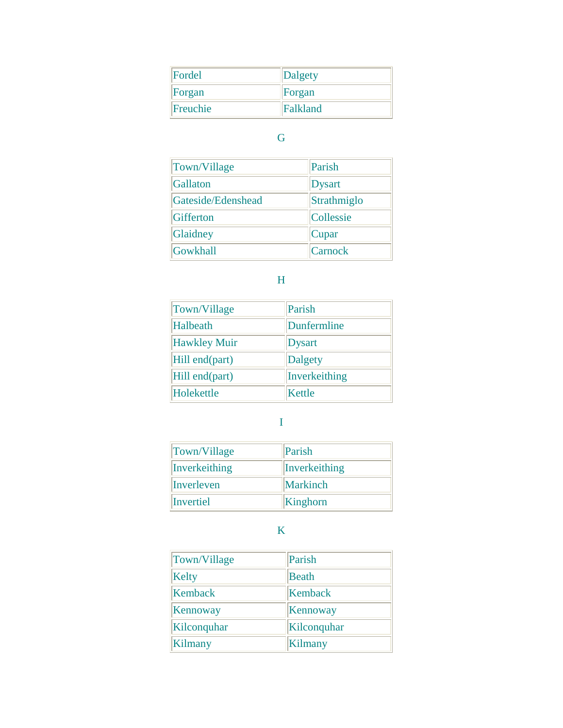| Fordel | Dalgety |
|---|---|
| Forgan | Forgan |
| Freuchie | Falkland |

G

| Town/Village | Parish |
|---|---|
| Gallaton | Dysart |
| Gateside/Edenshead | Strathmiglo |
| Gifferton | Collessie |
| Glaidney | Cupar |
| Gowkhall | Carnock |

H

| Town/Village | Parish |
|---|---|
| Halbeath | Dunfermline |
| Hawkley Muir | Dysart |
| Hill end(part) | Dalgety |
| Hill end(part) | Inverkeithing |
| Holekettle | Kettle |

I

| Town/Village | Parish |
|---|---|
| Inverkeithing | Inverkeithing |
| Inverleven | Markinch |
| Invertiel | Kinghorn |

K

| Town/Village | Parish |
|---|---|
| Kelty | Beath |
| Kemback | Kemback |
| Kennoway | Kennoway |
| Kilconquhar | Kilconquhar |
| Kilmany | Kilmany |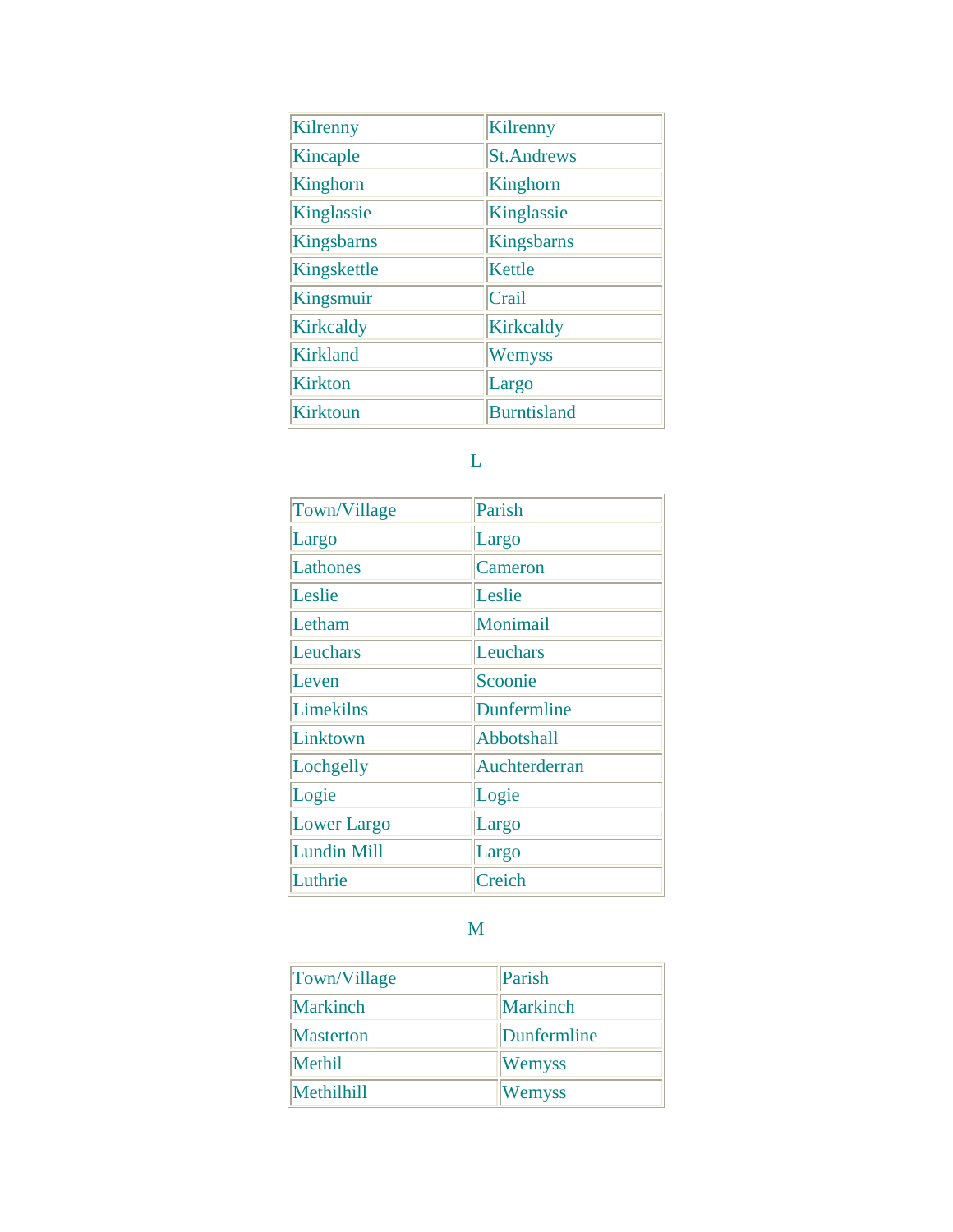| | |
|---|---|
| Kilrenny | Kilrenny |
| Kincaple | St.Andrews |
| Kinghorn | Kinghorn |
| Kinglassie | Kinglassie |
| Kingsbarns | Kingsbarns |
| Kingskettle | Kettle |
| Kingsmuir | Crail |
| Kirkcaldy | Kirkcaldy |
| Kirkland | Wemyss |
| Kirkton | Largo |
| Kirktoun | Burntisland |

L

| Town/Village | Parish |
|---|---|
| Largo | Largo |
| Lathones | Cameron |
| Leslie | Leslie |
| Letham | Monimail |
| Leuchars | Leuchars |
| Leven | Scoonie |
| Limekilns | Dunfermline |
| Linktown | Abbotshall |
| Lochgelly | Auchterderran |
| Logie | Logie |
| Lower Largo | Largo |
| Lundin Mill | Largo |
| Luthrie | Creich |

M

| Town/Village | Parish |
|---|---|
| Markinch | Markinch |
| Masterton | Dunfermline |
| Methil | Wemyss |
| Methilhill | Wemyss |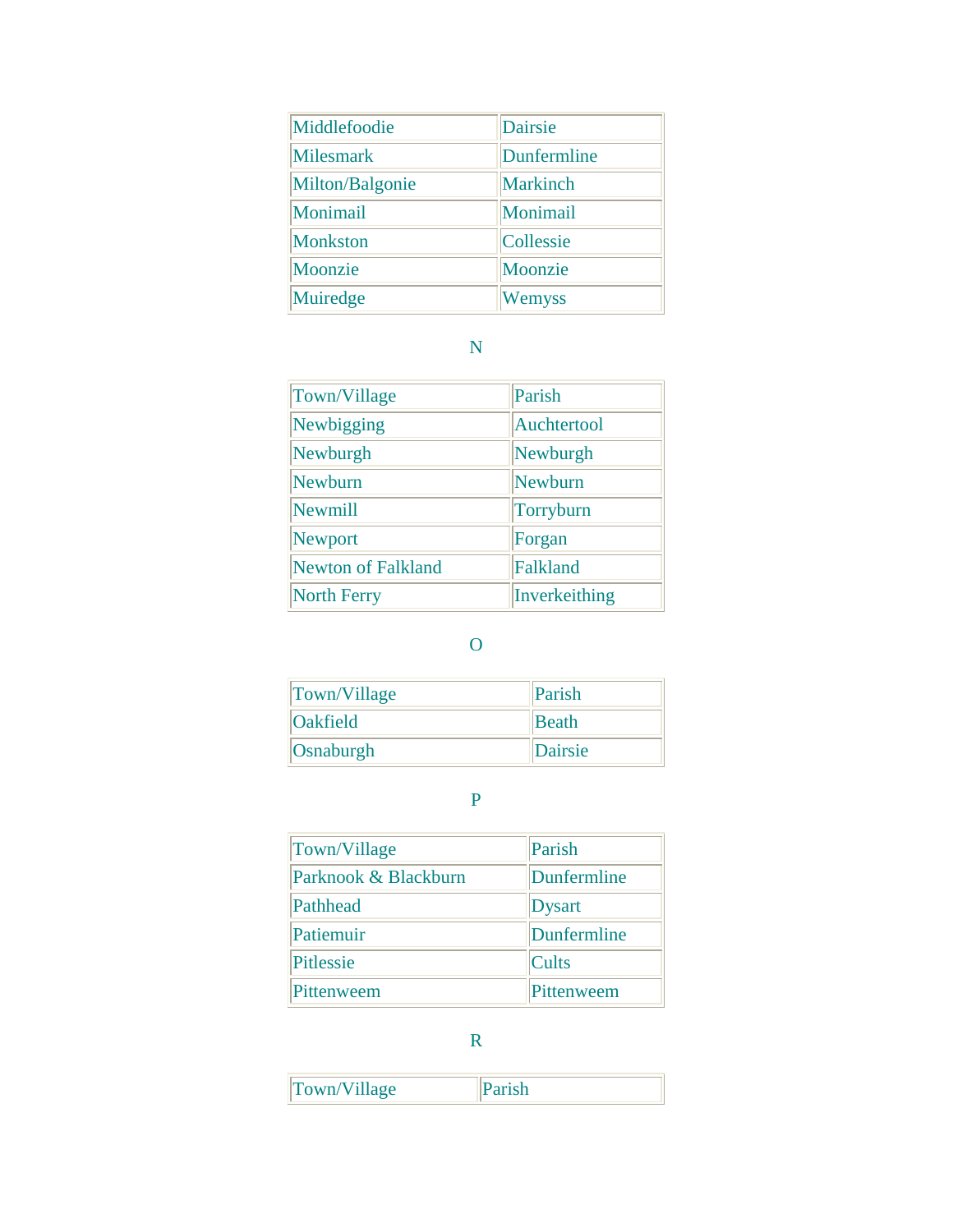| Middlefoodie | Dairsie |
| --- | --- |
| Milesmark | Dunfermline |
| Milton/Balgonie | Markinch |
| Monimail | Monimail |
| Monkston | Collessie |
| Moonzie | Moonzie |
| Muiredge | Wemyss |

N

| Town/Village | Parish |
| --- | --- |
| Newbigging | Auchtertool |
| Newburgh | Newburgh |
| Newburn | Newburn |
| Newmill | Torryburn |
| Newport | Forgan |
| Newton of Falkland | Falkland |
| North Ferry | Inverkeithing |

O

| Town/Village | Parish |
| --- | --- |
| Oakfield | Beath |
| Osnaburgh | Dairsie |

P

| Town/Village | Parish |
| --- | --- |
| Parknook & Blackburn | Dunfermline |
| Pathhead | Dysart |
| Patiemuir | Dunfermline |
| Pitlessie | Cults |
| Pittenweem | Pittenweem |

R

| Town/Village | Parish |
| --- | --- |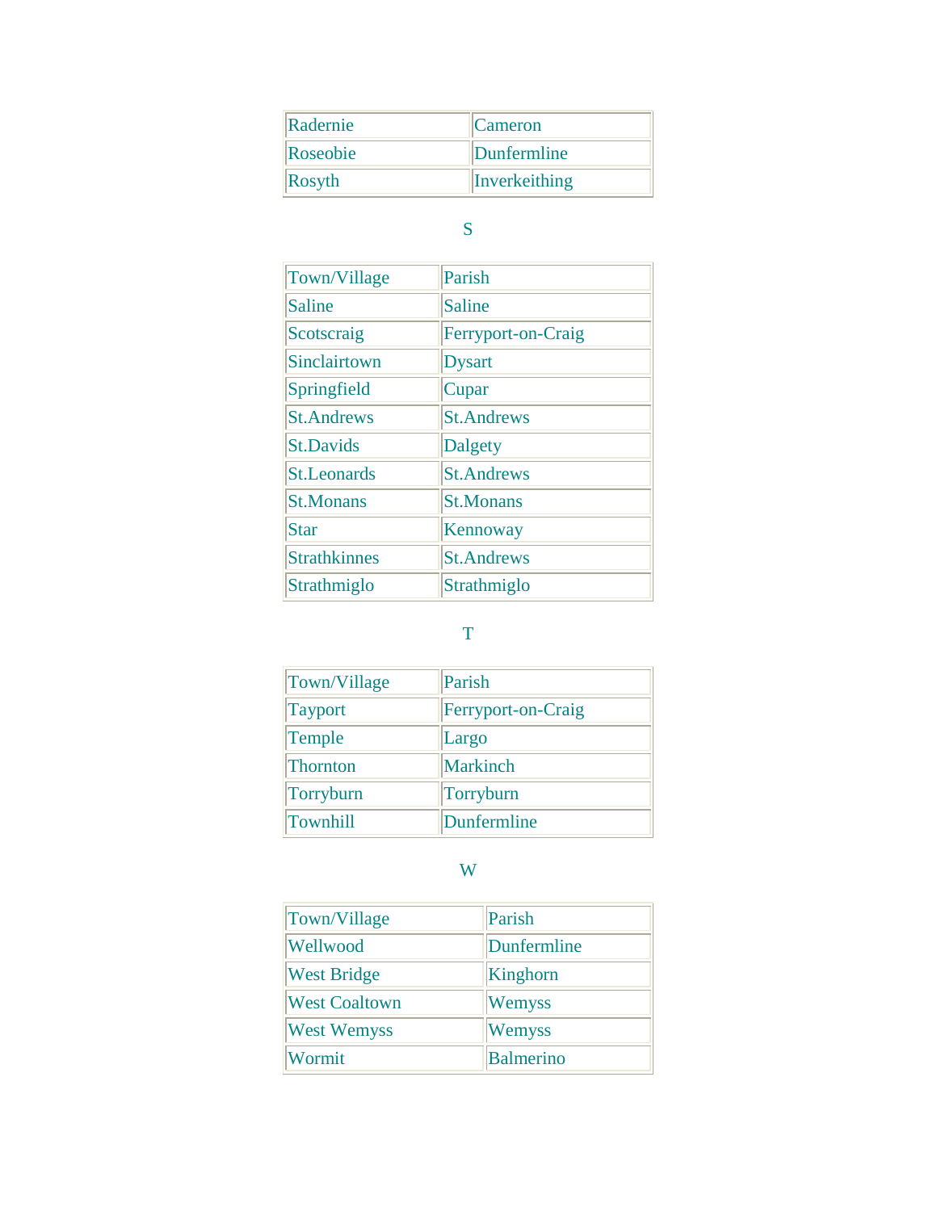| | |
|---|---|
| Radernie | Cameron |
| Roseobie | Dunfermline |
| Rosyth | Inverkeithing |

## S

| Town/Village | Parish |
|---|---|
| Saline | Saline |
| Scotscraig | Ferryport-on-Craig |
| Sinclairtown | Dysart |
| Springfield | Cupar |
| St.Andrews | St.Andrews |
| St.Davids | Dalgety |
| St.Leonards | St.Andrews |
| St.Monans | St.Monans |
| Star | Kennoway |
| Strathkinnes | St.Andrews |
| Strathmiglo | Strathmiglo |

## T

| Town/Village | Parish |
|---|---|
| Tayport | Ferryport-on-Craig |
| Temple | Largo |
| Thornton | Markinch |
| Torryburn | Torryburn |
| Townhill | Dunfermline |

## W

| Town/Village | Parish |
|---|---|
| Wellwood | Dunfermline |
| West Bridge | Kinghorn |
| West Coaltown | Wemyss |
| West Wemyss | Wemyss |
| Wormit | Balmerino |